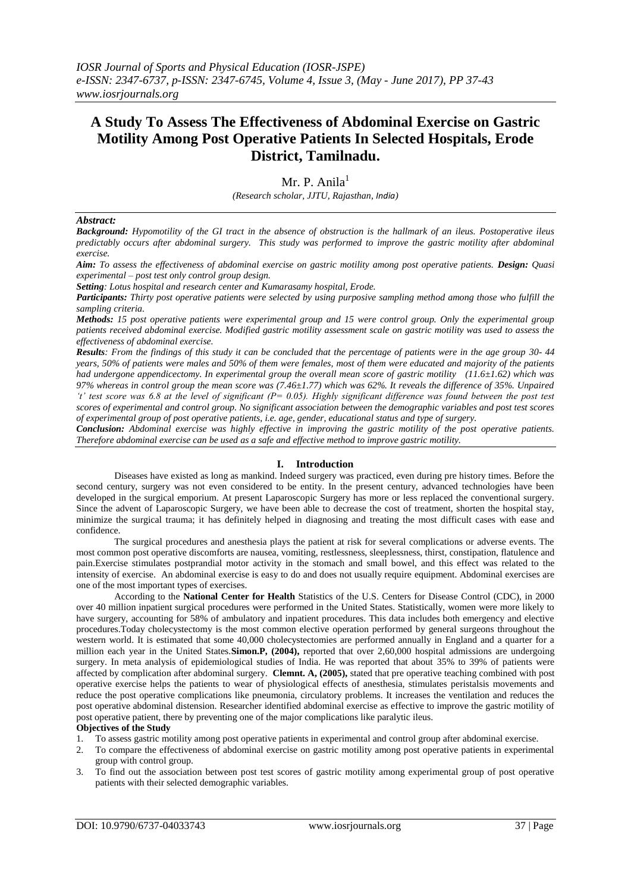# A Study To Assess The Effectiveness of Abdominal Exercise on Gastric Motility Among Post Operative Patients In Selected Hospitals, Erode District, Tamilnadu.

Mr. P. Anila[1]

*(Research scholar, JJTU, Rajasthan, India)*

***Abstract:***

***Background:*** *Hypomotility of the GI tract in the absence of obstruction is the hallmark of an ileus. Postoperative ileus predictably occurs after abdominal surgery. This study was performed to improve the gastric motility after abdominal exercise.*

***Aim:*** *To assess the effectiveness of abdominal exercise on gastric motility among post operative patients.* ***Design:*** *Quasi experimental – post test only control group design.*

***Setting:*** *Lotus hospital and research center and Kumarasamy hospital, Erode.*

***Participants:*** *Thirty post operative patients were selected by using purposive sampling method among those who fulfill the sampling criteria.*

***Methods:*** *15 post operative patients were experimental group and 15 were control group. Only the experimental group patients received abdominal exercise. Modified gastric motility assessment scale on gastric motility was used to assess the effectiveness of abdominal exercise.*

***Results:*** *From the findings of this study it can be concluded that the percentage of patients were in the age group 30- 44 years, 50% of patients were males and 50% of them were females, most of them were educated and majority of the patients had undergone appendicectomy. In experimental group the overall mean score of gastric motility (11.6±1.62) which was 97% whereas in control group the mean score was (7.46±1.77) which was 62%. It reveals the difference of 35%. Unpaired 't' test score was 6.8 at the level of significant (P= 0.05). Highly significant difference was found between the post test scores of experimental and control group. No significant association between the demographic variables and post test scores of experimental group of post operative patients, i.e. age, gender, educational status and type of surgery.*

***Conclusion:*** *Abdominal exercise was highly effective in improving the gastric motility of the post operative patients. Therefore abdominal exercise can be used as a safe and effective method to improve gastric motility.*

## I. Introduction

Diseases have existed as long as mankind. Indeed surgery was practiced, even during pre history times. Before the second century, surgery was not even considered to be entity. In the present century, advanced technologies have been developed in the surgical emporium. At present Laparoscopic Surgery has more or less replaced the conventional surgery. Since the advent of Laparoscopic Surgery, we have been able to decrease the cost of treatment, shorten the hospital stay, minimize the surgical trauma; it has definitely helped in diagnosing and treating the most difficult cases with ease and confidence.

The surgical procedures and anesthesia plays the patient at risk for several complications or adverse events. The most common post operative discomforts are nausea, vomiting, restlessness, sleeplessness, thirst, constipation, flatulence and pain.Exercise stimulates postprandial motor activity in the stomach and small bowel, and this effect was related to the intensity of exercise. An abdominal exercise is easy to do and does not usually require equipment. Abdominal exercises are one of the most important types of exercises.

According to the **National Center for Health** Statistics of the U.S. Centers for Disease Control (CDC), in 2000 over 40 million inpatient surgical procedures were performed in the United States. Statistically, women were more likely to have surgery, accounting for 58% of ambulatory and inpatient procedures. This data includes both emergency and elective procedures.Today cholecystectomy is the most common elective operation performed by general surgeons throughout the western world. It is estimated that some 40,000 cholecystectomies are performed annually in England and a quarter for a million each year in the United States.**Simon.P, (2004),** reported that over 2,60,000 hospital admissions are undergoing surgery. In meta analysis of epidemiological studies of India. He was reported that about 35% to 39% of patients were affected by complication after abdominal surgery. **Clemnt. A, (2005),** stated that pre operative teaching combined with post operative exercise helps the patients to wear of physiological effects of anesthesia, stimulates peristalsis movements and reduce the post operative complications like pneumonia, circulatory problems. It increases the ventilation and reduces the post operative abdominal distension. Researcher identified abdominal exercise as effective to improve the gastric motility of post operative patient, there by preventing one of the major complications like paralytic ileus.

**Objectives of the Study**

1. To assess gastric motility among post operative patients in experimental and control group after abdominal exercise.
2. To compare the effectiveness of abdominal exercise on gastric motility among post operative patients in experimental group with control group.
3. To find out the association between post test scores of gastric motility among experimental group of post operative patients with their selected demographic variables.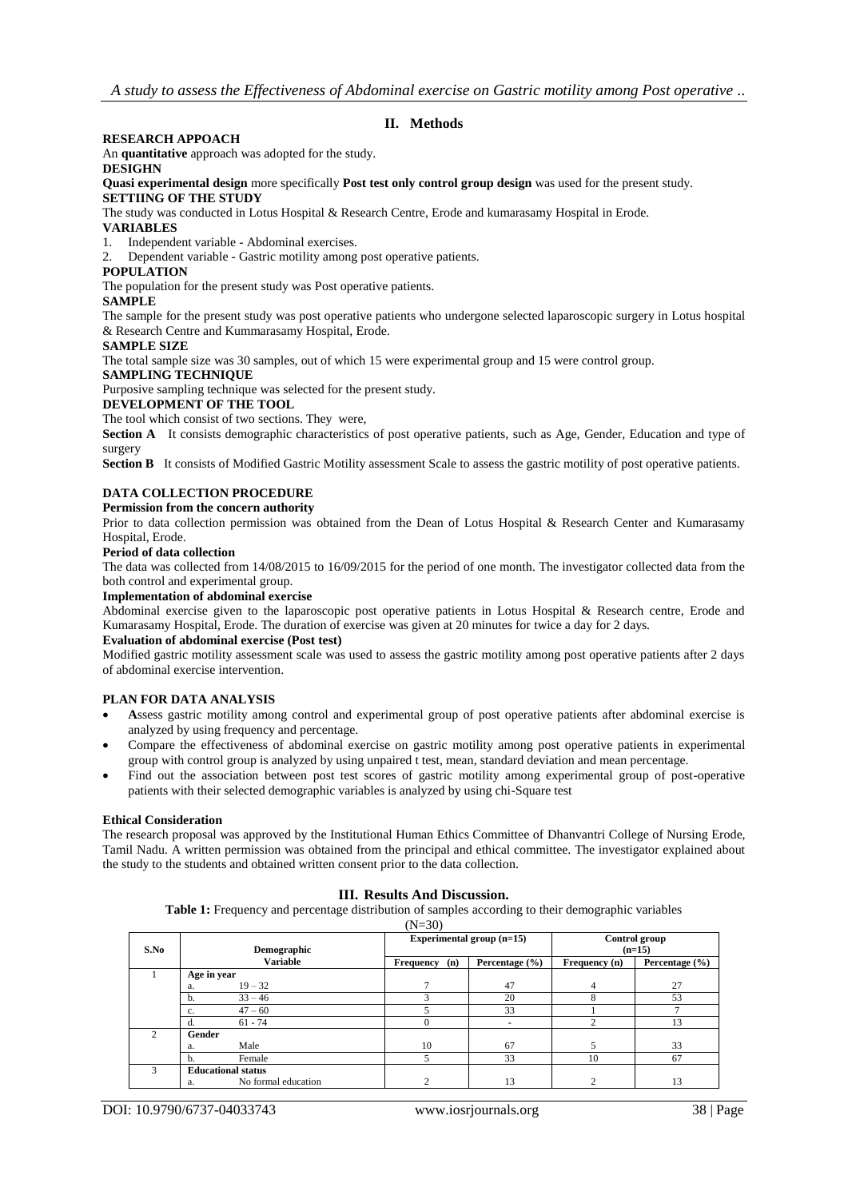## II. Methods

**RESEARCH APPOACH**

An **quantitative** approach was adopted for the study.

**DESIGHN**

**Quasi experimental design** more specifically **Post test only control group design** was used for the present study.

**SETTIING OF THE STUDY**

The study was conducted in Lotus Hospital & Research Centre, Erode and kumarasamy Hospital in Erode.

**VARIABLES**

1. Independent variable - Abdominal exercises.
2. Dependent variable - Gastric motility among post operative patients.

**POPULATION**

The population for the present study was Post operative patients.

**SAMPLE**

The sample for the present study was post operative patients who undergone selected laparoscopic surgery in Lotus hospital & Research Centre and Kummarasamy Hospital, Erode.

**SAMPLE SIZE**

The total sample size was 30 samples, out of which 15 were experimental group and 15 were control group.

**SAMPLING TECHNIQUE**

Purposive sampling technique was selected for the present study.

**DEVELOPMENT OF THE TOOL**

The tool which consist of two sections. They were,

**Section A** It consists demographic characteristics of post operative patients, such as Age, Gender, Education and type of surgery

**Section B** It consists of Modified Gastric Motility assessment Scale to assess the gastric motility of post operative patients.

**DATA COLLECTION PROCEDURE**

**Permission from the concern authority**

Prior to data collection permission was obtained from the Dean of Lotus Hospital & Research Center and Kumarasamy Hospital, Erode.

**Period of data collection**

The data was collected from 14/08/2015 to 16/09/2015 for the period of one month. The investigator collected data from the both control and experimental group.

**Implementation of abdominal exercise**

Abdominal exercise given to the laparoscopic post operative patients in Lotus Hospital & Research centre, Erode and Kumarasamy Hospital, Erode. The duration of exercise was given at 20 minutes for twice a day for 2 days.

**Evaluation of abdominal exercise (Post test)**

Modified gastric motility assessment scale was used to assess the gastric motility among post operative patients after 2 days of abdominal exercise intervention.

**PLAN FOR DATA ANALYSIS**

- **A**ssess gastric motility among control and experimental group of post operative patients after abdominal exercise is analyzed by using frequency and percentage.
- Compare the effectiveness of abdominal exercise on gastric motility among post operative patients in experimental group with control group is analyzed by using unpaired t test, mean, standard deviation and mean percentage.
- Find out the association between post test scores of gastric motility among experimental group of post-operative patients with their selected demographic variables is analyzed by using chi-Square test

**Ethical Consideration**

The research proposal was approved by the Institutional Human Ethics Committee of Dhanvantri College of Nursing Erode, Tamil Nadu. A written permission was obtained from the principal and ethical committee. The investigator explained about the study to the students and obtained written consent prior to the data collection.

## III. Results And Discussion.

**Table 1:** Frequency and percentage distribution of samples according to their demographic variables

(N=30)

| S.No | Demographic Variable | Experimental group (n=15) | | Control group (n=15) | |
|---|---|---|---|---|---|
| | | Frequency (n) | Percentage (%) | Frequency (n) | Percentage (%) |
| 1 | **Age in year** | | | | |
| | a. 19 – 32 | 7 | 47 | 4 | 27 |
| | b. 33 – 46 | 3 | 20 | 8 | 53 |
| | c. 47 – 60 | 5 | 33 | 1 | 7 |
| | d. 61 - 74 | 0 | - | 2 | 13 |
| 2 | **Gender** | | | | |
| | a. Male | 10 | 67 | 5 | 33 |
| | b. Female | 5 | 33 | 10 | 67 |
| 3 | **Educational status** | | | | |
| | a. No formal education | 2 | 13 | 2 | 13 |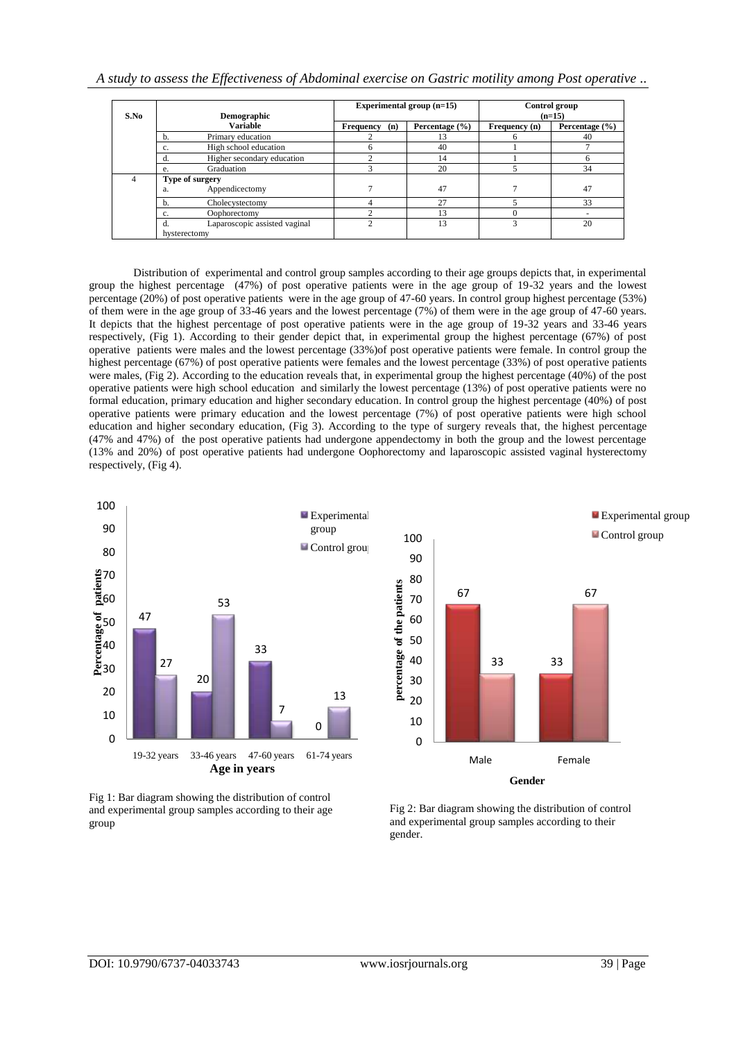| S.No | Demographic Variable | Experimental group (n=15) | | Control group (n=15) | |
|---|---|---|---|---|---|
| | | Frequency (n) | Percentage (%) | Frequency (n) | Percentage (%) |
| | b. Primary education | 2 | 13 | 6 | 40 |
| | c. High school education | 6 | 40 | 1 | 7 |
| | d. Higher secondary education | 2 | 14 | 1 | 6 |
| | e. Graduation | 3 | 20 | 5 | 34 |
| 4 | **Type of surgery** | | | | |
| | a. Appendicectomy | 7 | 47 | 7 | 47 |
| | b. Cholecystectomy | 4 | 27 | 5 | 33 |
| | c. Oophorectomy | 2 | 13 | 0 | - |
| | d. Laparoscopic assisted vaginal hysterectomy | 2 | 13 | 3 | 20 |

Distribution of experimental and control group samples according to their age groups depicts that, in experimental group the highest percentage (47%) of post operative patients were in the age group of 19-32 years and the lowest percentage (20%) of post operative patients were in the age group of 47-60 years. In control group highest percentage (53%) of them were in the age group of 33-46 years and the lowest percentage (7%) of them were in the age group of 47-60 years. It depicts that the highest percentage of post operative patients were in the age group of 19-32 years and 33-46 years respectively, (Fig 1). According to their gender depict that, in experimental group the highest percentage (67%) of post operative patients were males and the lowest percentage (33%)of post operative patients were female. In control group the highest percentage (67%) of post operative patients were females and the lowest percentage (33%) of post operative patients were males, (Fig 2). According to the education reveals that, in experimental group the highest percentage (40%) of the post operative patients were high school education and similarly the lowest percentage (13%) of post operative patients were no formal education, primary education and higher secondary education. In control group the highest percentage (40%) of post operative patients were primary education and the lowest percentage (7%) of post operative patients were high school education and higher secondary education, (Fig 3). According to the type of surgery reveals that, the highest percentage (47% and 47%) of the post operative patients had undergone appendectomy in both the group and the lowest percentage (13% and 20%) of post operative patients had undergone Oophorectomy and laparoscopic assisted vaginal hysterectomy respectively, (Fig 4).

Fig 1: Bar diagram showing the distribution of control and experimental group samples according to their age group

Fig 2: Bar diagram showing the distribution of control and experimental group samples according to their gender.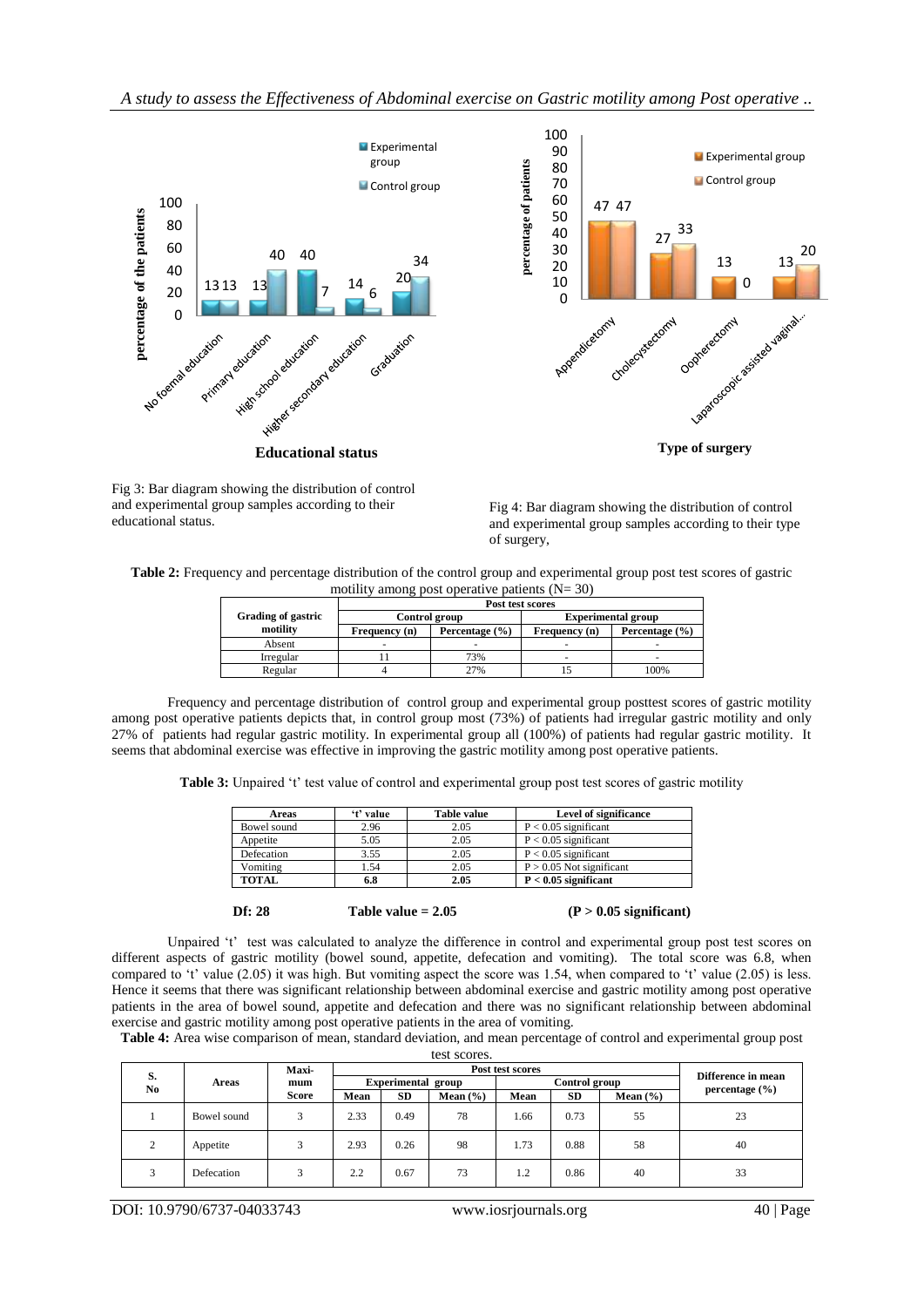Fig 3: Bar diagram showing the distribution of control and experimental group samples according to their educational status.

Fig 4: Bar diagram showing the distribution of control and experimental group samples according to their type of surgery,

**Table 2:** Frequency and percentage distribution of the control group and experimental group post test scores of gastric motility among post operative patients (N= 30)

| Grading of gastric motility | Post test scores | | | |
|---|---|---|---|---|
| | Control group | | Experimental group | |
| | Frequency (n) | Percentage (%) | Frequency (n) | Percentage (%) |
| Absent | - | - | - | - |
| Irregular | 11 | 73% | - | - |
| Regular | 4 | 27% | 15 | 100% |

Frequency and percentage distribution of control group and experimental group posttest scores of gastric motility among post operative patients depicts that, in control group most (73%) of patients had irregular gastric motility and only 27% of patients had regular gastric motility. In experimental group all (100%) of patients had regular gastric motility. It seems that abdominal exercise was effective in improving the gastric motility among post operative patients.

**Table 3:** Unpaired 't' test value of control and experimental group post test scores of gastric motility

| Areas | 't' value | Table value | Level of significance |
|---|---|---|---|
| Bowel sound | 2.96 | 2.05 | $P < 0.05$ significant |
| Appetite | 5.05 | 2.05 | $P < 0.05$ significant |
| Defecation | 3.55 | 2.05 | $P < 0.05$ significant |
| Vomiting | 1.54 | 2.05 | $P > 0.05$ Not significant |
| **TOTAL** | **6.8** | **2.05** | **$P < 0.05$ significant** |

**Df: 28** **Table value = 2.05** **($P > 0.05$ significant)**

Unpaired 't' test was calculated to analyze the difference in control and experimental group post test scores on different aspects of gastric motility (bowel sound, appetite, defecation and vomiting). The total score was 6.8, when compared to 't' value (2.05) it was high. But vomiting aspect the score was 1.54, when compared to 't' value (2.05) is less. Hence it seems that there was significant relationship between abdominal exercise and gastric motility among post operative patients in the area of bowel sound, appetite and defecation and there was no significant relationship between abdominal exercise and gastric motility among post operative patients in the area of vomiting.

**Table 4:** Area wise comparison of mean, standard deviation, and mean percentage of control and experimental group post test scores.

| S. No | Areas | Maxi-mum Score | Post test scores | | | | | | Difference in mean percentage (%) |
|---|---|---|---|---|---|---|---|---|---|
| | | | Experimental group | | | Control group | | | |
| | | | Mean | SD | Mean (%) | Mean | SD | Mean (%) | |
| 1 | Bowel sound | 3 | 2.33 | 0.49 | 78 | 1.66 | 0.73 | 55 | 23 |
| 2 | Appetite | 3 | 2.93 | 0.26 | 98 | 1.73 | 0.88 | 58 | 40 |
| 3 | Defecation | 3 | 2.2 | 0.67 | 73 | 1.2 | 0.86 | 40 | 33 |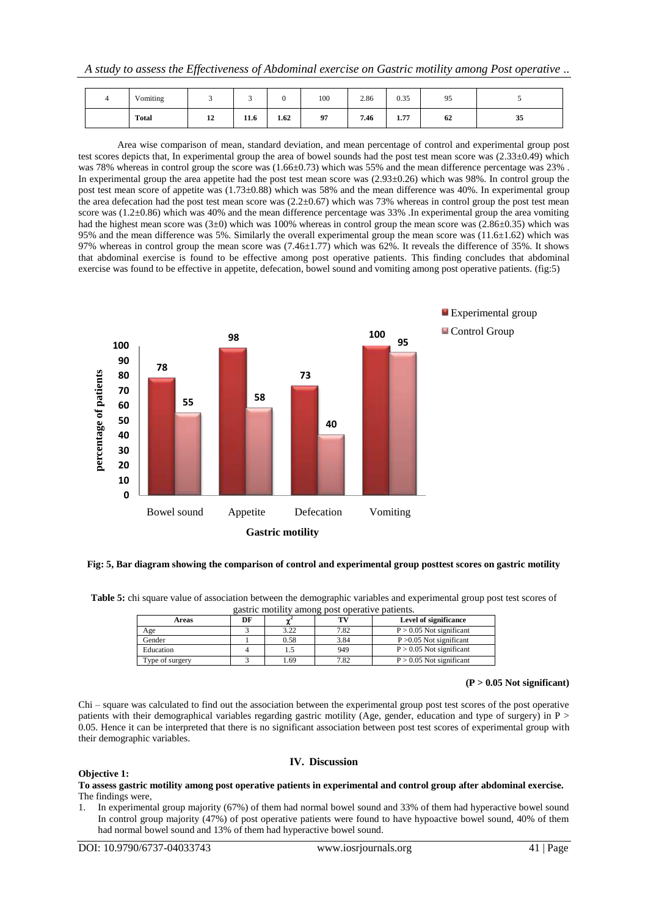| 4 | Vomiting | 3 | 3 | 0 | 100 | 2.86 | 0.35 | 95 | 5 |
|---|---|---|---|---|---|---|---|---|---|
| | **Total** | **12** | **11.6** | **1.62** | **97** | **7.46** | **1.77** | **62** | **35** |

Area wise comparison of mean, standard deviation, and mean percentage of control and experimental group post test scores depicts that, In experimental group the area of bowel sounds had the post test mean score was (2.33±0.49) which was 78% whereas in control group the score was (1.66±0.73) which was 55% and the mean difference percentage was 23% . In experimental group the area appetite had the post test mean score was (2.93±0.26) which was 98%. In control group the post test mean score of appetite was (1.73±0.88) which was 58% and the mean difference was 40%. In experimental group the area defecation had the post test mean score was (2.2±0.67) which was 73% whereas in control group the post test mean score was (1.2±0.86) which was 40% and the mean difference percentage was 33% .In experimental group the area vomiting had the highest mean score was (3±0) which was 100% whereas in control group the mean score was (2.86±0.35) which was 95% and the mean difference was 5%. Similarly the overall experimental group the mean score was (11.6±1.62) which was 97% whereas in control group the mean score was (7.46±1.77) which was 62%. It reveals the difference of 35%. It shows that abdominal exercise is found to be effective among post operative patients. This finding concludes that abdominal exercise was found to be effective in appetite, defecation, bowel sound and vomiting among post operative patients. (fig:5)

**Fig: 5, Bar diagram showing the comparison of control and experimental group posttest scores on gastric motility**

**Table 5:** chi square value of association between the demographic variables and experimental group post test scores of gastric motility among post operative patients.

| Areas | DF | $\chi^2$ | TV | Level of significance |
|---|---|---|---|---|
| Age | 3 | 3.22 | 7.82 | P > 0.05 Not significant |
| Gender | 1 | 0.58 | 3.84 | P >0.05 Not significant |
| Education | 4 | 1.5 | 949 | P > 0.05 Not significant |
| Type of surgery | 3 | 1.69 | 7.82 | P > 0.05 Not significant |

**(P > 0.05 Not significant)**

Chi – square was calculated to find out the association between the experimental group post test scores of the post operative patients with their demographical variables regarding gastric motility (Age, gender, education and type of surgery) in P > 0.05. Hence it can be interpreted that there is no significant association between post test scores of experimental group with their demographic variables.

## IV. Discussion

**Objective 1:**

**To assess gastric motility among post operative patients in experimental and control group after abdominal exercise.**

The findings were,

1. In experimental group majority (67%) of them had normal bowel sound and 33% of them had hyperactive bowel sound In control group majority (47%) of post operative patients were found to have hypoactive bowel sound, 40% of them had normal bowel sound and 13% of them had hyperactive bowel sound.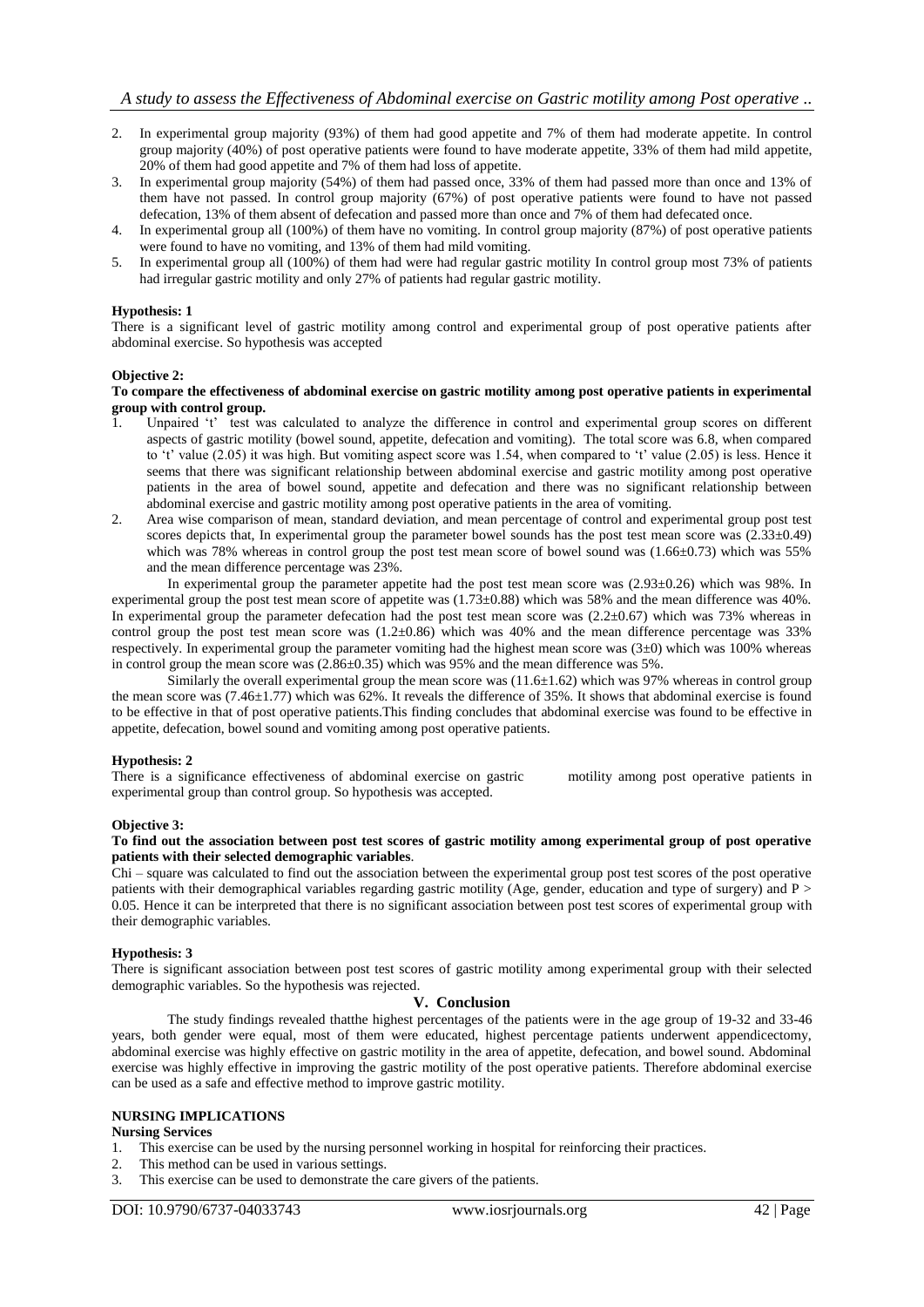2. In experimental group majority (93%) of them had good appetite and 7% of them had moderate appetite. In control group majority (40%) of post operative patients were found to have moderate appetite, 33% of them had mild appetite, 20% of them had good appetite and 7% of them had loss of appetite.
3. In experimental group majority (54%) of them had passed once, 33% of them had passed more than once and 13% of them have not passed. In control group majority (67%) of post operative patients were found to have not passed defecation, 13% of them absent of defecation and passed more than once and 7% of them had defecated once.
4. In experimental group all (100%) of them have no vomiting. In control group majority (87%) of post operative patients were found to have no vomiting, and 13% of them had mild vomiting.
5. In experimental group all (100%) of them had were had regular gastric motility In control group most 73% of patients had irregular gastric motility and only 27% of patients had regular gastric motility.

**Hypothesis: 1**

There is a significant level of gastric motility among control and experimental group of post operative patients after abdominal exercise. So hypothesis was accepted

**Objective 2:**

**To compare the effectiveness of abdominal exercise on gastric motility among post operative patients in experimental group with control group.**

1. Unpaired 't' test was calculated to analyze the difference in control and experimental group scores on different aspects of gastric motility (bowel sound, appetite, defecation and vomiting). The total score was 6.8, when compared to 't' value (2.05) it was high. But vomiting aspect score was 1.54, when compared to 't' value (2.05) is less. Hence it seems that there was significant relationship between abdominal exercise and gastric motility among post operative patients in the area of bowel sound, appetite and defecation and there was no significant relationship between abdominal exercise and gastric motility among post operative patients in the area of vomiting.
2. Area wise comparison of mean, standard deviation, and mean percentage of control and experimental group post test scores depicts that, In experimental group the parameter bowel sounds has the post test mean score was (2.33±0.49) which was 78% whereas in control group the post test mean score of bowel sound was (1.66±0.73) which was 55% and the mean difference percentage was 23%.

In experimental group the parameter appetite had the post test mean score was (2.93±0.26) which was 98%. In experimental group the post test mean score of appetite was (1.73±0.88) which was 58% and the mean difference was 40%. In experimental group the parameter defecation had the post test mean score was (2.2±0.67) which was 73% whereas in control group the post test mean score was (1.2±0.86) which was 40% and the mean difference percentage was 33% respectively. In experimental group the parameter vomiting had the highest mean score was (3±0) which was 100% whereas in control group the mean score was (2.86±0.35) which was 95% and the mean difference was 5%.

Similarly the overall experimental group the mean score was (11.6±1.62) which was 97% whereas in control group the mean score was (7.46±1.77) which was 62%. It reveals the difference of 35%. It shows that abdominal exercise is found to be effective in that of post operative patients.This finding concludes that abdominal exercise was found to be effective in appetite, defecation, bowel sound and vomiting among post operative patients.

**Hypothesis: 2**

There is a significance effectiveness of abdominal exercise on gastric motility among post operative patients in experimental group than control group. So hypothesis was accepted.

**Objective 3:**

**To find out the association between post test scores of gastric motility among experimental group of post operative patients with their selected demographic variables**.

Chi – square was calculated to find out the association between the experimental group post test scores of the post operative patients with their demographical variables regarding gastric motility (Age, gender, education and type of surgery) and $P > 0.05$. Hence it can be interpreted that there is no significant association between post test scores of experimental group with their demographic variables.

**Hypothesis: 3**

There is significant association between post test scores of gastric motility among experimental group with their selected demographic variables. So the hypothesis was rejected.

## V. Conclusion

The study findings revealed thatthe highest percentages of the patients were in the age group of 19-32 and 33-46 years, both gender were equal, most of them were educated, highest percentage patients underwent appendicectomy, abdominal exercise was highly effective on gastric motility in the area of appetite, defecation, and bowel sound. Abdominal exercise was highly effective in improving the gastric motility of the post operative patients. Therefore abdominal exercise can be used as a safe and effective method to improve gastric motility.

**NURSING IMPLICATIONS**

**Nursing Services**

1. This exercise can be used by the nursing personnel working in hospital for reinforcing their practices.
2. This method can be used in various settings.
3. This exercise can be used to demonstrate the care givers of the patients.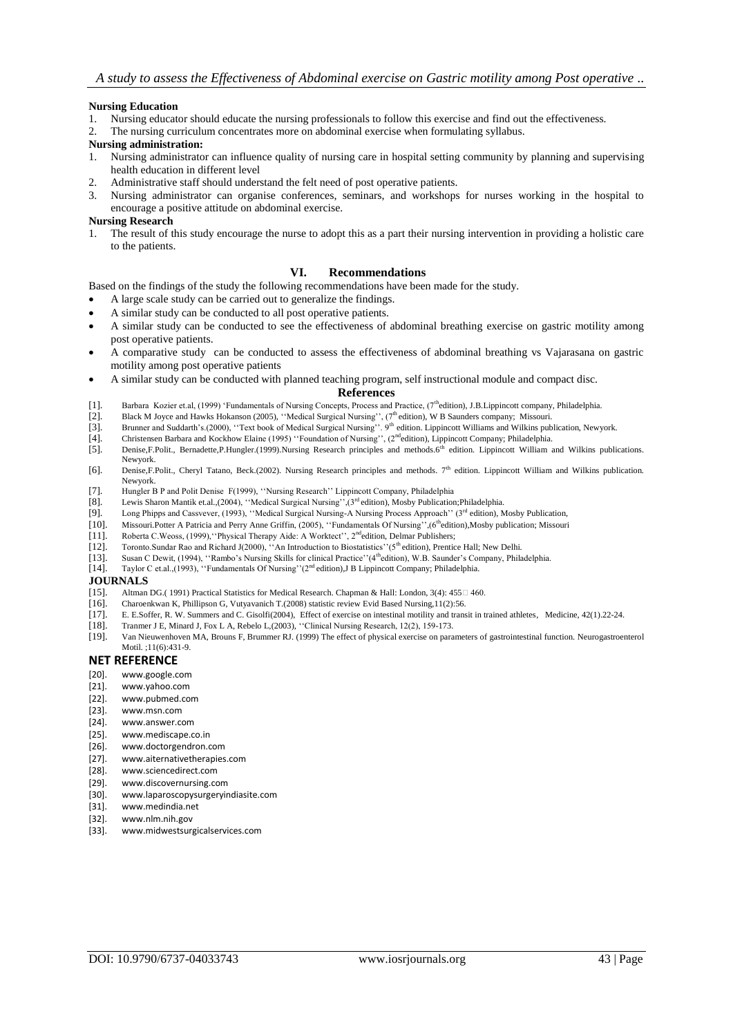**Nursing Education**

1. Nursing educator should educate the nursing professionals to follow this exercise and find out the effectiveness.
2. The nursing curriculum concentrates more on abdominal exercise when formulating syllabus.

**Nursing administration:**

1. Nursing administrator can influence quality of nursing care in hospital setting community by planning and supervising health education in different level
2. Administrative staff should understand the felt need of post operative patients.
3. Nursing administrator can organise conferences, seminars, and workshops for nurses working in the hospital to encourage a positive attitude on abdominal exercise.

**Nursing Research**

1. The result of this study encourage the nurse to adopt this as a part their nursing intervention in providing a holistic care to the patients.

## VI. Recommendations

Based on the findings of the study the following recommendations have been made for the study.

- A large scale study can be carried out to generalize the findings.
- A similar study can be conducted to all post operative patients.
- A similar study can be conducted to see the effectiveness of abdominal breathing exercise on gastric motility among post operative patients.
- A comparative study can be conducted to assess the effectiveness of abdominal breathing vs Vajarasana on gastric motility among post operative patients
- A similar study can be conducted with planned teaching program, self instructional module and compact disc.

## References

[1]. Barbara Kozier et.al, (1999) 'Fundamentals of Nursing Concepts, Process and Practice, (7th edition), J.B.Lippincott company, Philadelphia.
[2]. Black M Joyce and Hawks Hokanson (2005), ''Medical Surgical Nursing'', (7th edition), W B Saunders company; Missouri.
[3]. Brunner and Suddarth's.(2000), ''Text book of Medical Surgical Nursing''. 9th edition. Lippincott Williams and Wilkins publication, Newyork.
[4]. Christensen Barbara and Kockhow Elaine (1995) ''Foundation of Nursing'', (2nd edition), Lippincott Company; Philadelphia.
[5]. Denise,F.Polit., Bernadette,P.Hungler.(1999).Nursing Research principles and methods.6th edition. Lippincott William and Wilkins publications. Newyork.
[6]. Denise,F.Polit., Cheryl Tatano, Beck.(2002). Nursing Research principles and methods. 7th edition. Lippincott William and Wilkins publication. Newyork.
[7]. Hungler B P and Polit Denise F(1999), ''Nursing Research'' Lippincott Company, Philadelphia
[8]. Lewis Sharon Mantik et.al.,(2004), ''Medical Surgical Nursing'',(3rd edition), Mosby Publication;Philadelphia.
[9]. Long Phipps and Cassvever, (1993), ''Medical Surgical Nursing-A Nursing Process Approach'' (3rd edition), Mosby Publication,
[10]. Missouri.Potter A Patricia and Perry Anne Griffin, (2005), ''Fundamentals Of Nursing'',(6th edition),Mosby publication; Missouri
[11]. Roberta C.Weoss, (1999),''Physical Therapy Aide: A Worktect'', 2nd edition, Delmar Publishers;
[12]. Toronto.Sundar Rao and Richard J(2000), ''An Introduction to Biostatistics''(5th edition), Prentice Hall; New Delhi.
[13]. Susan C Dewit, (1994), ''Rambo's Nursing Skills for clinical Practice''(4th edition), W.B. Saunder's Company, Philadelphia.
[14]. Taylor C et.al.,(1993), ''Fundamentals Of Nursing''(2nd edition),J B Lippincott Company; Philadelphia.

### JOURNALS

[15]. Altman DG.( 1991) Practical Statistics for Medical Research. Chapman & Hall: London, 3(4): 455□ 460.
[16]. Charoenkwan K, Phillipson G, Vutyavanich T.(2008) statistic review Evid Based Nursing,11(2):56.
[17]. E. E.Soffer, R. W. Summers and C. Gisolfi(2004), Effect of exercise on intestinal motility and transit in trained athletes, Medicine, 42(1).22-24.
[18]. Tranmer J E, Minard J, Fox L A, Rebelo L,(2003), ''Clinical Nursing Research, 12(2), 159-173.
[19]. Van Nieuwenhoven MA, Brouns F, Brummer RJ. (1999) The effect of physical exercise on parameters of gastrointestinal function. Neurogastroenterol Motil. ;11(6):431-9.

### NET REFERENCE

[20]. www.google.com
[21]. www.yahoo.com
[22]. www.pubmed.com
[23]. www.msn.com
[24]. www.answer.com
[25]. www.mediscape.co.in
[26]. www.doctorgendron.com
[27]. www.aiternativetherapies.com
[28]. www.sciencedirect.com
[29]. www.discovernursing.com
[30]. www.laparoscopysurgeryindiasite.com
[31]. www.medindia.net
[32]. www.nlm.nih.gov
[33]. www.midwestsurgicalservices.com